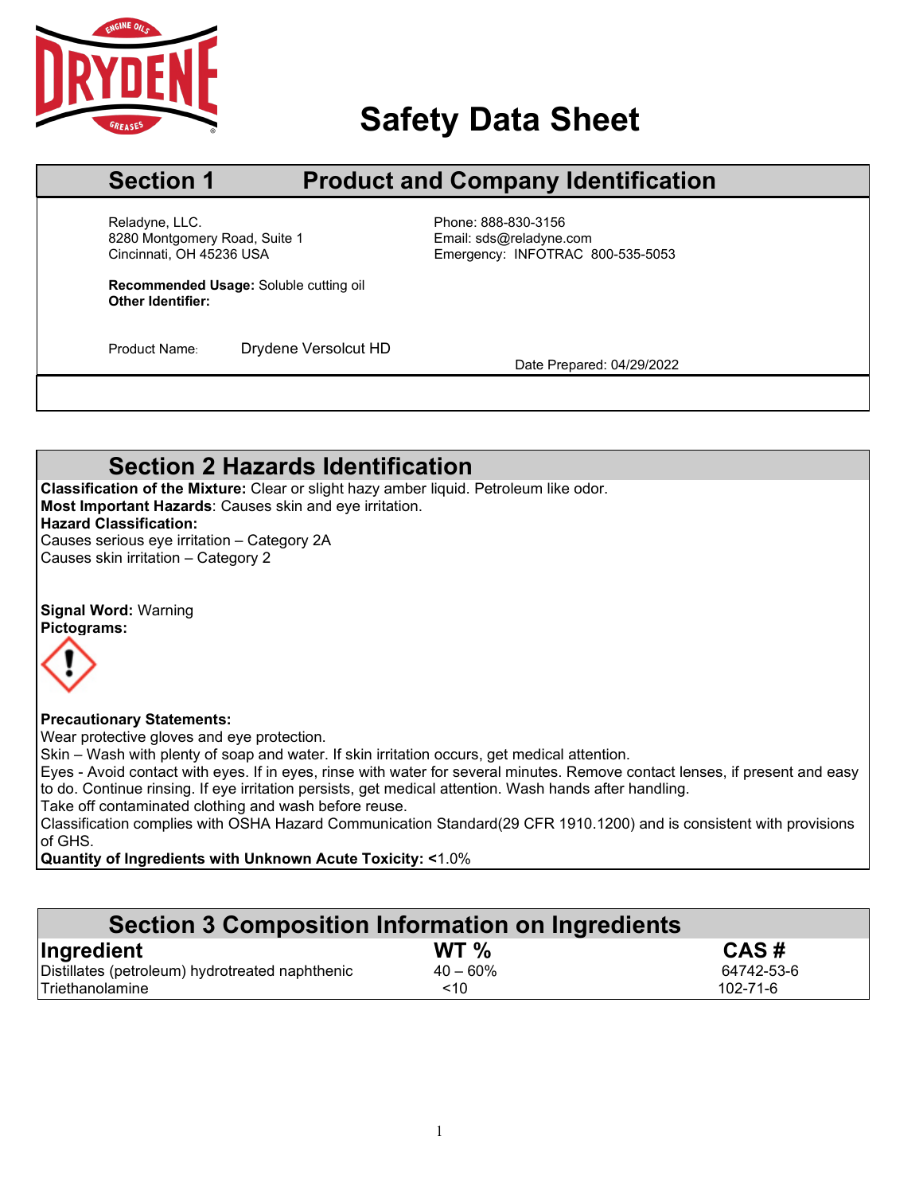# Safety Data Sheet

## Section 1 Product and Company Identification

Reladyne, LLC.
8280 Montgomery Road, Suite 1
Cincinnati, OH 45236 USA

Phone: 888-830-3156
Email: sds@reladyne.com
Emergency: INFOTRAC 800-535-5053

**Recommended Usage:** Soluble cutting oil
**Other Identifier:**

Product Name: Drydene Versolcut HD

Date Prepared: 04/29/2022

## Section 2 Hazards Identification

**Classification of the Mixture:** Clear or slight hazy amber liquid. Petroleum like odor.
**Most Important Hazards**: Causes skin and eye irritation.
**Hazard Classification:**
Causes serious eye irritation – Category 2A
Causes skin irritation – Category 2

**Signal Word:** Warning
**Pictograms:**

**Precautionary Statements:**
Wear protective gloves and eye protection.
Skin – Wash with plenty of soap and water. If skin irritation occurs, get medical attention.
Eyes - Avoid contact with eyes. If in eyes, rinse with water for several minutes. Remove contact lenses, if present and easy to do. Continue rinsing. If eye irritation persists, get medical attention. Wash hands after handling.
Take off contaminated clothing and wash before reuse.
Classification complies with OSHA Hazard Communication Standard(29 CFR 1910.1200) and is consistent with provisions of GHS.
**Quantity of Ingredients with Unknown Acute Toxicity: <**1.0%

## Section 3 Composition Information on Ingredients

| Ingredient | WT % | CAS # |
|---|---|---|
| Distillates (petroleum) hydrotreated naphthenic | 40 – 60% | 64742-53-6 |
| Triethanolamine | <10 | 102-71-6 |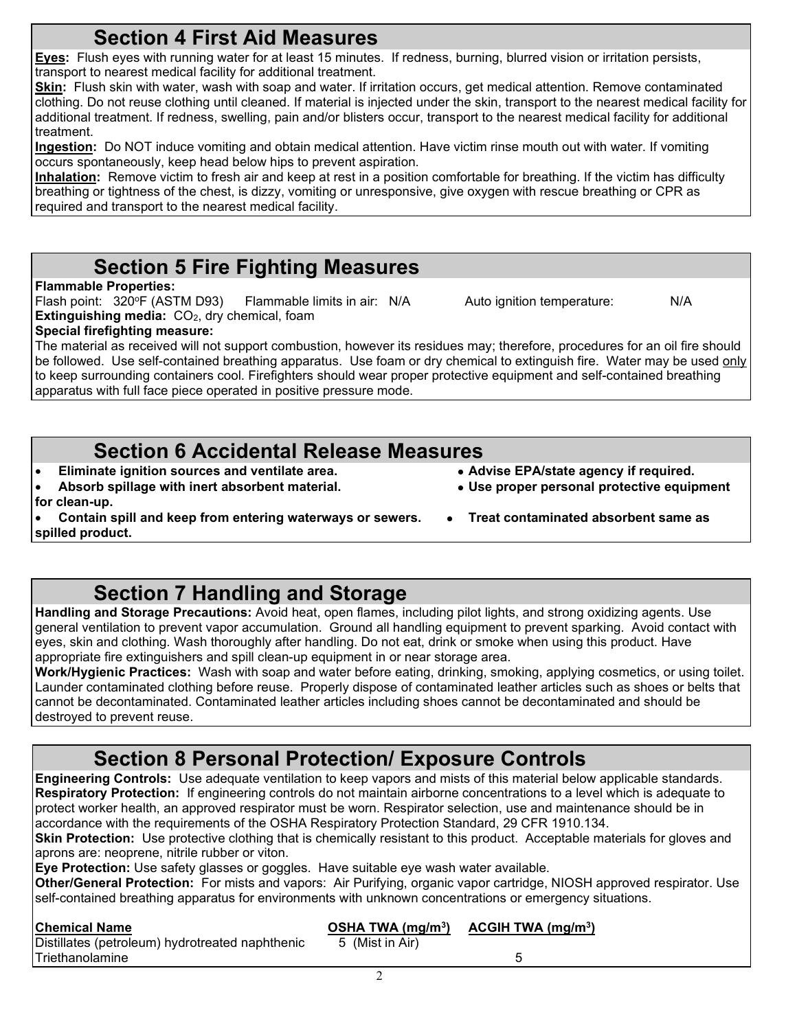## Section 4 First Aid Measures

**Eyes:** Flush eyes with running water for at least 15 minutes. If redness, burning, blurred vision or irritation persists, transport to nearest medical facility for additional treatment.

**Skin:** Flush skin with water, wash with soap and water. If irritation occurs, get medical attention. Remove contaminated clothing. Do not reuse clothing until cleaned. If material is injected under the skin, transport to the nearest medical facility for additional treatment. If redness, swelling, pain and/or blisters occur, transport to the nearest medical facility for additional treatment.

**Ingestion:** Do NOT induce vomiting and obtain medical attention. Have victim rinse mouth out with water. If vomiting occurs spontaneously, keep head below hips to prevent aspiration.

**Inhalation:** Remove victim to fresh air and keep at rest in a position comfortable for breathing. If the victim has difficulty breathing or tightness of the chest, is dizzy, vomiting or unresponsive, give oxygen with rescue breathing or CPR as required and transport to the nearest medical facility.

## Section 5 Fire Fighting Measures

**Flammable Properties:**

Flash point: 320°F (ASTM D93) Flammable limits in air: N/A Auto ignition temperature: N/A

**Extinguishing media:** $CO_2$, dry chemical, foam

**Special firefighting measure:**

The material as received will not support combustion, however its residues may; therefore, procedures for an oil fire should be followed. Use self-contained breathing apparatus. Use foam or dry chemical to extinguish fire. Water may be used only to keep surrounding containers cool. Firefighters should wear proper protective equipment and self-contained breathing apparatus with full face piece operated in positive pressure mode.

## Section 6 Accidental Release Measures

- **Eliminate ignition sources and ventilate area.**
- **Absorb spillage with inert absorbent material.**
- **Contain spill and keep from entering waterways or sewers.**
- **Advise EPA/state agency if required.**
- **Use proper personal protective equipment for clean-up.**
- **Treat contaminated absorbent same as spilled product.**

## Section 7 Handling and Storage

**Handling and Storage Precautions:** Avoid heat, open flames, including pilot lights, and strong oxidizing agents. Use general ventilation to prevent vapor accumulation. Ground all handling equipment to prevent sparking. Avoid contact with eyes, skin and clothing. Wash thoroughly after handling. Do not eat, drink or smoke when using this product. Have appropriate fire extinguishers and spill clean-up equipment in or near storage area.

**Work/Hygienic Practices:** Wash with soap and water before eating, drinking, smoking, applying cosmetics, or using toilet. Launder contaminated clothing before reuse. Properly dispose of contaminated leather articles such as shoes or belts that cannot be decontaminated. Contaminated leather articles including shoes cannot be decontaminated and should be destroyed to prevent reuse.

## Section 8 Personal Protection/ Exposure Controls

**Engineering Controls:** Use adequate ventilation to keep vapors and mists of this material below applicable standards.

**Respiratory Protection:** If engineering controls do not maintain airborne concentrations to a level which is adequate to protect worker health, an approved respirator must be worn. Respirator selection, use and maintenance should be in accordance with the requirements of the OSHA Respiratory Protection Standard, 29 CFR 1910.134.

**Skin Protection:** Use protective clothing that is chemically resistant to this product. Acceptable materials for gloves and aprons are: neoprene, nitrile rubber or viton.

**Eye Protection:** Use safety glasses or goggles. Have suitable eye wash water available.

**Other/General Protection:** For mists and vapors: Air Purifying, organic vapor cartridge, NIOSH approved respirator. Use self-contained breathing apparatus for environments with unknown concentrations or emergency situations.

| Chemical Name | OSHA TWA (mg/m$^3$) | ACGIH TWA (mg/m$^3$) |
|---|---|---|
| Distillates (petroleum) hydrotreated naphthenic | 5 (Mist in Air) | |
| Triethanolamine | | 5 |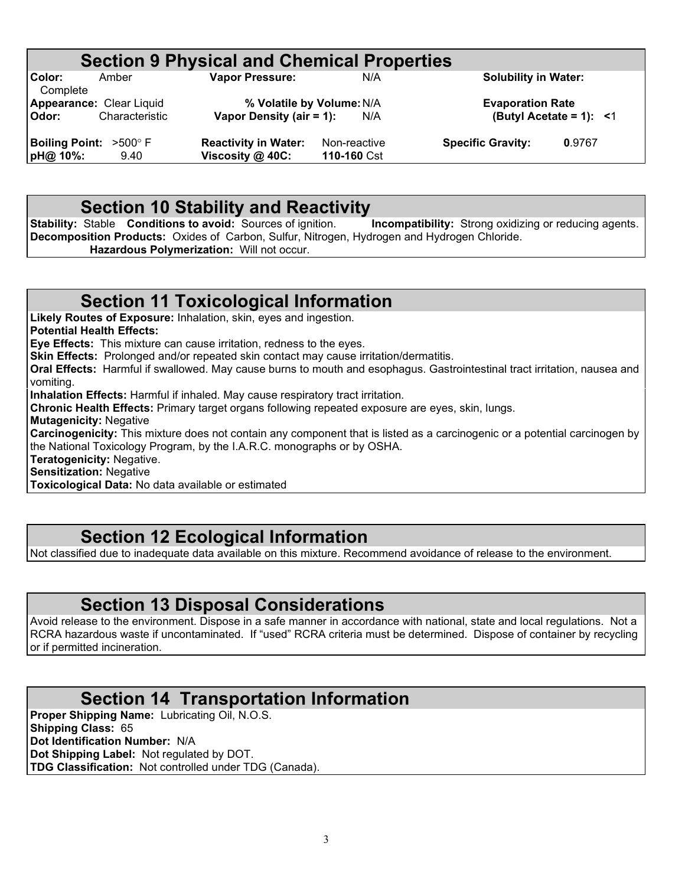## Section 9 Physical and Chemical Properties

| | | | | | |
|---|---|---|---|---|---|
| **Color:** | Amber Complete | **Vapor Pressure:** | N/A | **Solubility in Water:** | |
| **Appearance:** | Clear Liquid | **% Volatile by Volume:** | N/A | **Evaporation Rate (Butyl Acetate = 1):** | <1 |
| **Odor:** | Characteristic | **Vapor Density (air = 1):** | N/A | | |
| **Boiling Point:** | >500° F | **Reactivity in Water:** | Non-reactive | **Specific Gravity:** | 0.9767 |
| **pH@ 10%:** | 9.40 | **Viscosity @ 40C:** | 110-160 Cst | | |

## Section 10 Stability and Reactivity

**Stability:** Stable **Conditions to avoid:** Sources of ignition. **Incompatibility:** Strong oxidizing or reducing agents.
**Decomposition Products:** Oxides of Carbon, Sulfur, Nitrogen, Hydrogen and Hydrogen Chloride.
**Hazardous Polymerization:** Will not occur.

## Section 11 Toxicological Information

**Likely Routes of Exposure:** Inhalation, skin, eyes and ingestion.
**Potential Health Effects:**
**Eye Effects:** This mixture can cause irritation, redness to the eyes.
**Skin Effects:** Prolonged and/or repeated skin contact may cause irritation/dermatitis.
**Oral Effects:** Harmful if swallowed. May cause burns to mouth and esophagus. Gastrointestinal tract irritation, nausea and vomiting.
**Inhalation Effects:** Harmful if inhaled. May cause respiratory tract irritation.
**Chronic Health Effects:** Primary target organs following repeated exposure are eyes, skin, lungs.
**Mutagenicity:** Negative
**Carcinogenicity:** This mixture does not contain any component that is listed as a carcinogenic or a potential carcinogen by the National Toxicology Program, by the I.A.R.C. monographs or by OSHA.
**Teratogenicity:** Negative.
**Sensitization:** Negative
**Toxicological Data:** No data available or estimated

## Section 12 Ecological Information

Not classified due to inadequate data available on this mixture. Recommend avoidance of release to the environment.

## Section 13 Disposal Considerations

Avoid release to the environment. Dispose in a safe manner in accordance with national, state and local regulations. Not a RCRA hazardous waste if uncontaminated. If "used" RCRA criteria must be determined. Dispose of container by recycling or if permitted incineration.

## Section 14 Transportation Information

**Proper Shipping Name:** Lubricating Oil, N.O.S.
**Shipping Class:** 65
**Dot Identification Number:** N/A
**Dot Shipping Label:** Not regulated by DOT.
**TDG Classification:** Not controlled under TDG (Canada).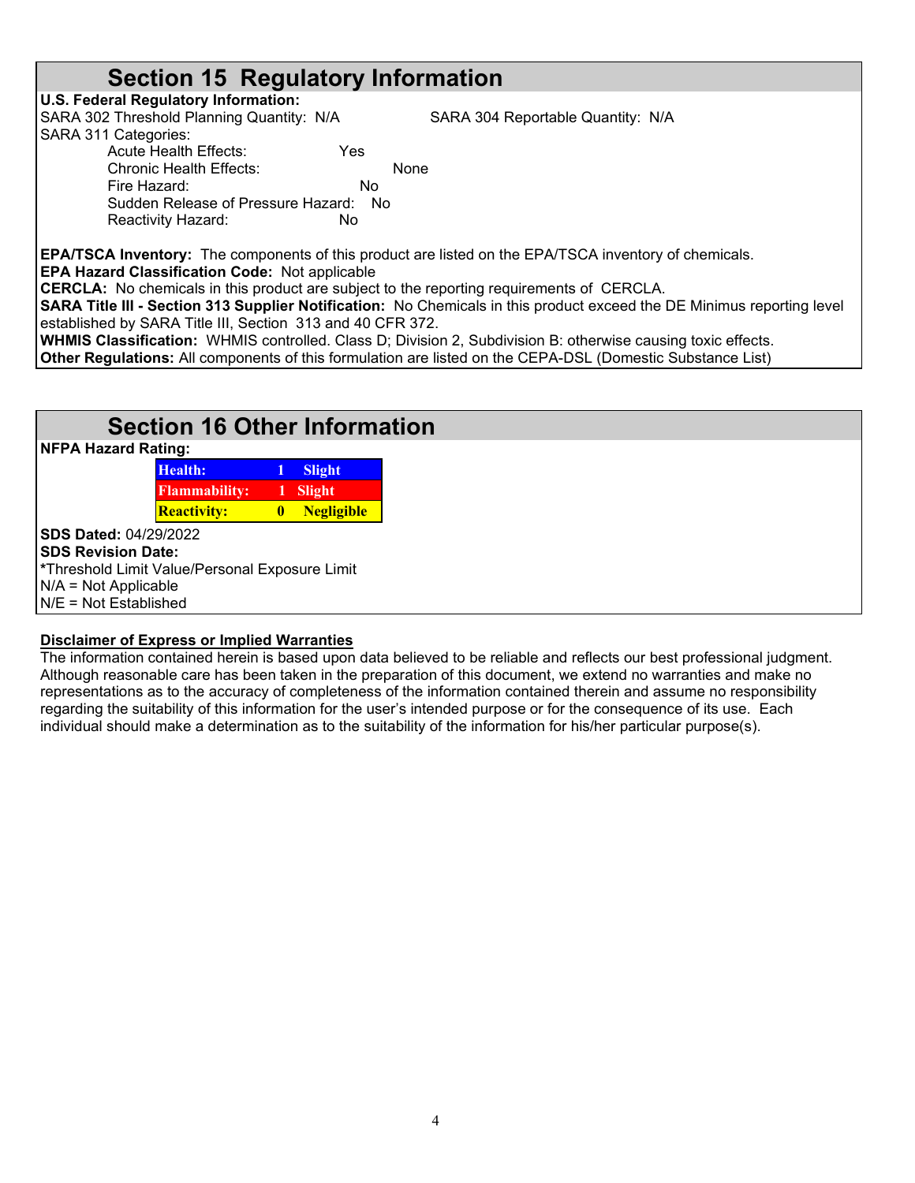## Section 15 Regulatory Information

**U.S. Federal Regulatory Information:**

SARA 302 Threshold Planning Quantity: N/A

SARA 304 Reportable Quantity: N/A

SARA 311 Categories:

- Acute Health Effects: Yes
- Chronic Health Effects: None
- Fire Hazard: No
- Sudden Release of Pressure Hazard: No
- Reactivity Hazard: No

**EPA/TSCA Inventory:** The components of this product are listed on the EPA/TSCA inventory of chemicals.

**EPA Hazard Classification Code:** Not applicable

**CERCLA:** No chemicals in this product are subject to the reporting requirements of CERCLA.

**SARA Title III - Section 313 Supplier Notification:** No Chemicals in this product exceed the DE Minimus reporting level established by SARA Title III, Section 313 and 40 CFR 372.

**WHMIS Classification:** WHMIS controlled. Class D; Division 2, Subdivision B: otherwise causing toxic effects.

**Other Regulations:** All components of this formulation are listed on the CEPA-DSL (Domestic Substance List)

## Section 16 Other Information

**NFPA Hazard Rating:**

| | | |
|---|---|---|
| **Health:** | **1** | **Slight** |
| **Flammability:** | **1** | **Slight** |
| **Reactivity:** | **0** | **Negligible** |

**SDS Dated:** 04/29/2022

**SDS Revision Date:**

*Threshold Limit Value/Personal Exposure Limit

N/A = Not Applicable

N/E = Not Established

**Disclaimer of Express or Implied Warranties**

The information contained herein is based upon data believed to be reliable and reflects our best professional judgment. Although reasonable care has been taken in the preparation of this document, we extend no warranties and make no representations as to the accuracy of completeness of the information contained therein and assume no responsibility regarding the suitability of this information for the user's intended purpose or for the consequence of its use. Each individual should make a determination as to the suitability of the information for his/her particular purpose(s).